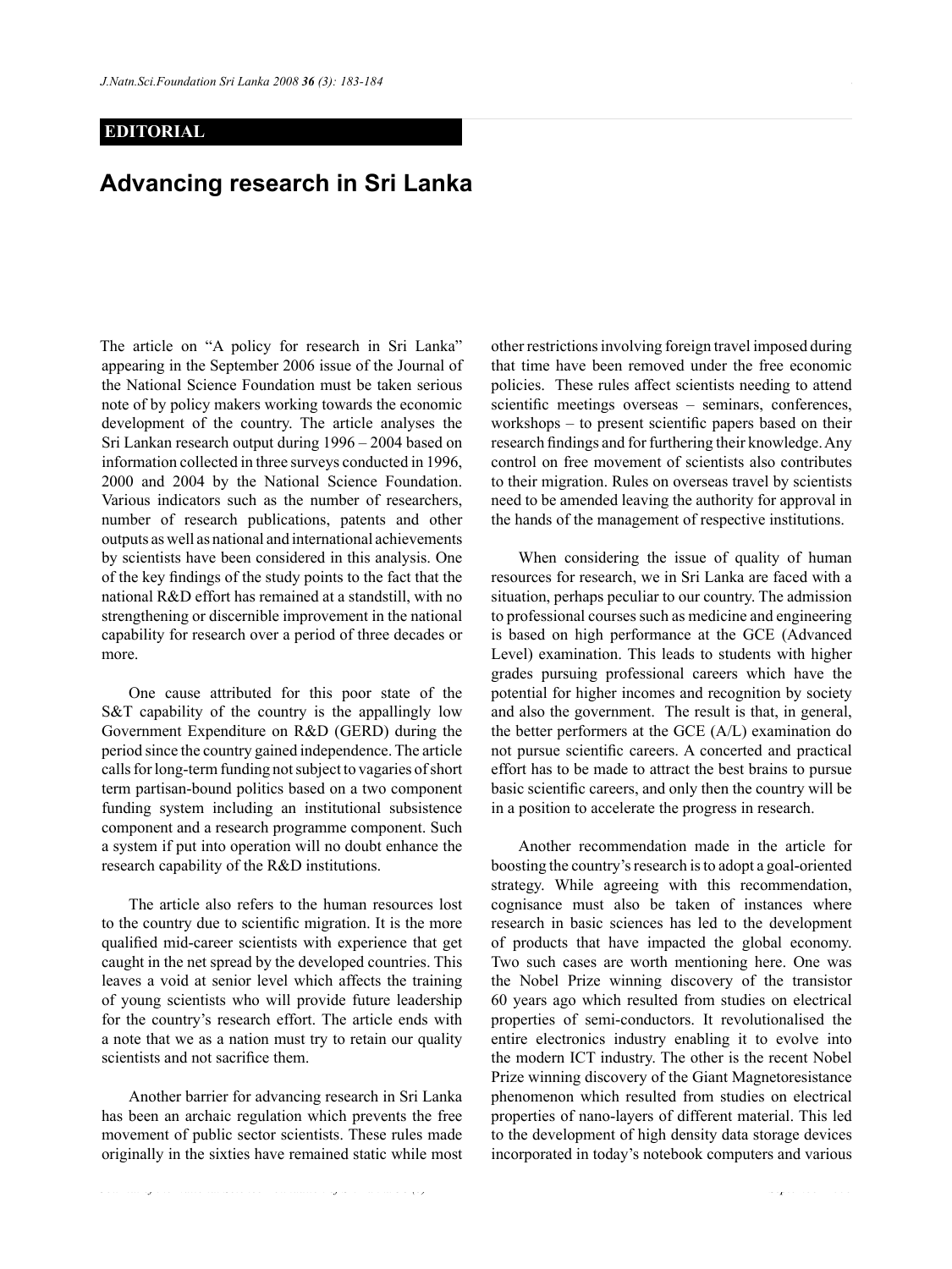**EDITORIAL**

# Advancing research in Sri Lanka

The article on "A policy for research in Sri Lanka" appearing in the September 2006 issue of the Journal of the National Science Foundation must be taken serious note of by policy makers working towards the economic development of the country. The article analyses the Sri Lankan research output during 1996 – 2004 based on information collected in three surveys conducted in 1996, 2000 and 2004 by the National Science Foundation. Various indicators such as the number of researchers, number of research publications, patents and other outputs as well as national and international achievements by scientists have been considered in this analysis. One of the key findings of the study points to the fact that the national R&D effort has remained at a standstill, with no strengthening or discernible improvement in the national capability for research over a period of three decades or more.

One cause attributed for this poor state of the S&T capability of the country is the appallingly low Government Expenditure on R&D (GERD) during the period since the country gained independence. The article calls for long-term funding not subject to vagaries of short term partisan-bound politics based on a two component funding system including an institutional subsistence component and a research programme component. Such a system if put into operation will no doubt enhance the research capability of the R&D institutions.

The article also refers to the human resources lost to the country due to scientific migration. It is the more qualified mid-career scientists with experience that get caught in the net spread by the developed countries. This leaves a void at senior level which affects the training of young scientists who will provide future leadership for the country's research effort. The article ends with a note that we as a nation must try to retain our quality scientists and not sacrifice them.

Another barrier for advancing research in Sri Lanka has been an archaic regulation which prevents the free movement of public sector scientists. These rules made originally in the sixties have remained static while most other restrictions involving foreign travel imposed during that time have been removed under the free economic policies. These rules affect scientists needing to attend scientific meetings overseas – seminars, conferences, workshops – to present scientific papers based on their research findings and for furthering their knowledge. Any control on free movement of scientists also contributes to their migration. Rules on overseas travel by scientists need to be amended leaving the authority for approval in the hands of the management of respective institutions.

When considering the issue of quality of human resources for research, we in Sri Lanka are faced with a situation, perhaps peculiar to our country. The admission to professional courses such as medicine and engineering is based on high performance at the GCE (Advanced Level) examination. This leads to students with higher grades pursuing professional careers which have the potential for higher incomes and recognition by society and also the government. The result is that, in general, the better performers at the GCE (A/L) examination do not pursue scientific careers. A concerted and practical effort has to be made to attract the best brains to pursue basic scientific careers, and only then the country will be in a position to accelerate the progress in research.

Another recommendation made in the article for boosting the country's research is to adopt a goal-oriented strategy. While agreeing with this recommendation, cognisance must also be taken of instances where research in basic sciences has led to the development of products that have impacted the global economy. Two such cases are worth mentioning here. One was the Nobel Prize winning discovery of the transistor 60 years ago which resulted from studies on electrical properties of semi-conductors. It revolutionalised the entire electronics industry enabling it to evolve into the modern ICT industry. The other is the recent Nobel Prize winning discovery of the Giant Magnetoresistance phenomenon which resulted from studies on electrical properties of nano-layers of different material. This led to the development of high density data storage devices incorporated in today's notebook computers and various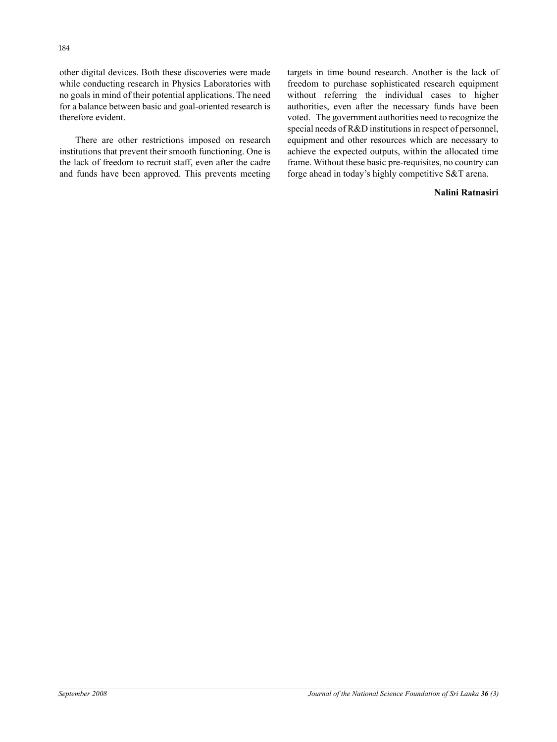other digital devices. Both these discoveries were made while conducting research in Physics Laboratories with no goals in mind of their potential applications. The need for a balance between basic and goal-oriented research is therefore evident.

There are other restrictions imposed on research institutions that prevent their smooth functioning. One is the lack of freedom to recruit staff, even after the cadre and funds have been approved. This prevents meeting targets in time bound research. Another is the lack of freedom to purchase sophisticated research equipment without referring the individual cases to higher authorities, even after the necessary funds have been voted. The government authorities need to recognize the special needs of R&D institutions in respect of personnel, equipment and other resources which are necessary to achieve the expected outputs, within the allocated time frame. Without these basic pre-requisites, no country can forge ahead in today's highly competitive S&T arena.

**Nalini Ratnasiri**